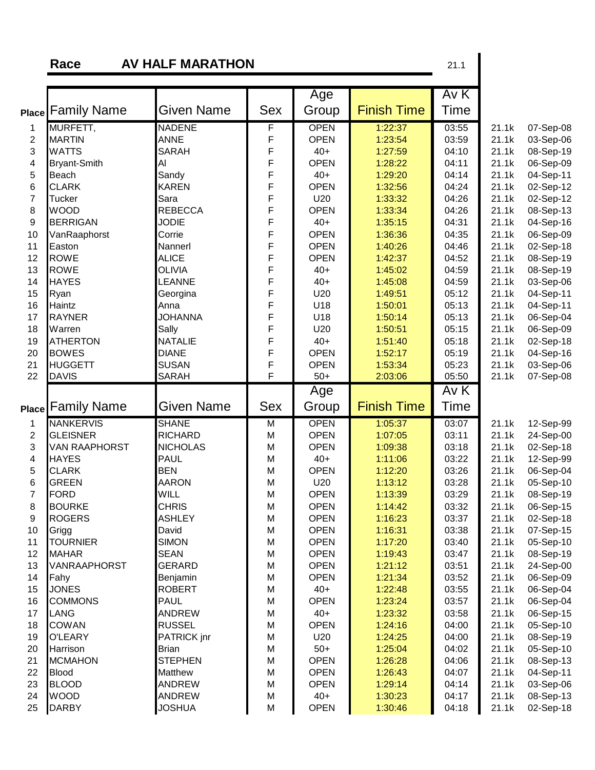**Race** **AV HALF MARATHON** 21.1

| Place | Family Name | Given Name | Sex | Age Group | Finish Time | Av K Time | | |
|---|---|---|---|---|---|---|---|---|
| 1 | MURFETT, | NADENE | F | OPEN | 1:22:37 | 03:55 | 21.1k | 07-Sep-08 |
| 2 | MARTIN | ANNE | F | OPEN | 1:23:54 | 03:59 | 21.1k | 03-Sep-06 |
| 3 | WATTS | SARAH | F | 40+ | 1:27:59 | 04:10 | 21.1k | 08-Sep-19 |
| 4 | Bryant-Smith | Al | F | OPEN | 1:28:22 | 04:11 | 21.1k | 06-Sep-09 |
| 5 | Beach | Sandy | F | 40+ | 1:29:20 | 04:14 | 21.1k | 04-Sep-11 |
| 6 | CLARK | KAREN | F | OPEN | 1:32:56 | 04:24 | 21.1k | 02-Sep-12 |
| 7 | Tucker | Sara | F | U20 | 1:33:32 | 04:26 | 21.1k | 02-Sep-12 |
| 8 | WOOD | REBECCA | F | OPEN | 1:33:34 | 04:26 | 21.1k | 08-Sep-13 |
| 9 | BERRIGAN | JODIE | F | 40+ | 1:35:15 | 04:31 | 21.1k | 04-Sep-16 |
| 10 | VanRaaphorst | Corrie | F | OPEN | 1:36:36 | 04:35 | 21.1k | 06-Sep-09 |
| 11 | Easton | Nannerl | F | OPEN | 1:40:26 | 04:46 | 21.1k | 02-Sep-18 |
| 12 | ROWE | ALICE | F | OPEN | 1:42:37 | 04:52 | 21.1k | 08-Sep-19 |
| 13 | ROWE | OLIVIA | F | 40+ | 1:45:02 | 04:59 | 21.1k | 08-Sep-19 |
| 14 | HAYES | LEANNE | F | 40+ | 1:45:08 | 04:59 | 21.1k | 03-Sep-06 |
| 15 | Ryan | Georgina | F | U20 | 1:49:51 | 05:12 | 21.1k | 04-Sep-11 |
| 16 | Haintz | Anna | F | U18 | 1:50:01 | 05:13 | 21.1k | 04-Sep-11 |
| 17 | RAYNER | JOHANNA | F | U18 | 1:50:14 | 05:13 | 21.1k | 06-Sep-04 |
| 18 | Warren | Sally | F | U20 | 1:50:51 | 05:15 | 21.1k | 06-Sep-09 |
| 19 | ATHERTON | NATALIE | F | 40+ | 1:51:40 | 05:18 | 21.1k | 02-Sep-18 |
| 20 | BOWES | DIANE | F | OPEN | 1:52:17 | 05:19 | 21.1k | 04-Sep-16 |
| 21 | HUGGETT | SUSAN | F | OPEN | 1:53:34 | 05:23 | 21.1k | 03-Sep-06 |
| 22 | DAVIS | SARAH | F | 50+ | 2:03:06 | 05:50 | 21.1k | 07-Sep-08 |

| Place | Family Name | Given Name | Sex | Age Group | Finish Time | Av K Time | | |
|---|---|---|---|---|---|---|---|---|
| 1 | NANKERVIS | SHANE | M | OPEN | 1:05:37 | 03:07 | 21.1k | 12-Sep-99 |
| 2 | GLEISNER | RICHARD | M | OPEN | 1:07:05 | 03:11 | 21.1k | 24-Sep-00 |
| 3 | VAN RAAPHORST | NICHOLAS | M | OPEN | 1:09:38 | 03:18 | 21.1k | 02-Sep-18 |
| 4 | HAYES | PAUL | M | 40+ | 1:11:06 | 03:22 | 21.1k | 12-Sep-99 |
| 5 | CLARK | BEN | M | OPEN | 1:12:20 | 03:26 | 21.1k | 06-Sep-04 |
| 6 | GREEN | AARON | M | U20 | 1:13:12 | 03:28 | 21.1k | 05-Sep-10 |
| 7 | FORD | WILL | M | OPEN | 1:13:39 | 03:29 | 21.1k | 08-Sep-19 |
| 8 | BOURKE | CHRIS | M | OPEN | 1:14:42 | 03:32 | 21.1k | 06-Sep-15 |
| 9 | ROGERS | ASHLEY | M | OPEN | 1:16:23 | 03:37 | 21.1k | 02-Sep-18 |
| 10 | Grigg | David | M | OPEN | 1:16:31 | 03:38 | 21.1k | 07-Sep-15 |
| 11 | TOURNIER | SIMON | M | OPEN | 1:17:20 | 03:40 | 21.1k | 05-Sep-10 |
| 12 | MAHAR | SEAN | M | OPEN | 1:19:43 | 03:47 | 21.1k | 08-Sep-19 |
| 13 | VANRAAPHORST | GERARD | M | OPEN | 1:21:12 | 03:51 | 21.1k | 24-Sep-00 |
| 14 | Fahy | Benjamin | M | OPEN | 1:21:34 | 03:52 | 21.1k | 06-Sep-09 |
| 15 | JONES | ROBERT | M | 40+ | 1:22:48 | 03:55 | 21.1k | 06-Sep-04 |
| 16 | COMMONS | PAUL | M | OPEN | 1:23:24 | 03:57 | 21.1k | 06-Sep-04 |
| 17 | LANG | ANDREW | M | 40+ | 1:23:32 | 03:58 | 21.1k | 06-Sep-15 |
| 18 | COWAN | RUSSEL | M | OPEN | 1:24:16 | 04:00 | 21.1k | 05-Sep-10 |
| 19 | O'LEARY | PATRICK jnr | M | U20 | 1:24:25 | 04:00 | 21.1k | 08-Sep-19 |
| 20 | Harrison | Brian | M | 50+ | 1:25:04 | 04:02 | 21.1k | 05-Sep-10 |
| 21 | MCMAHON | STEPHEN | M | OPEN | 1:26:28 | 04:06 | 21.1k | 08-Sep-13 |
| 22 | Blood | Matthew | M | OPEN | 1:26:43 | 04:07 | 21.1k | 04-Sep-11 |
| 23 | BLOOD | ANDREW | M | OPEN | 1:29:14 | 04:14 | 21.1k | 03-Sep-06 |
| 24 | WOOD | ANDREW | M | 40+ | 1:30:23 | 04:17 | 21.1k | 08-Sep-13 |
| 25 | DARBY | JOSHUA | M | OPEN | 1:30:46 | 04:18 | 21.1k | 02-Sep-18 |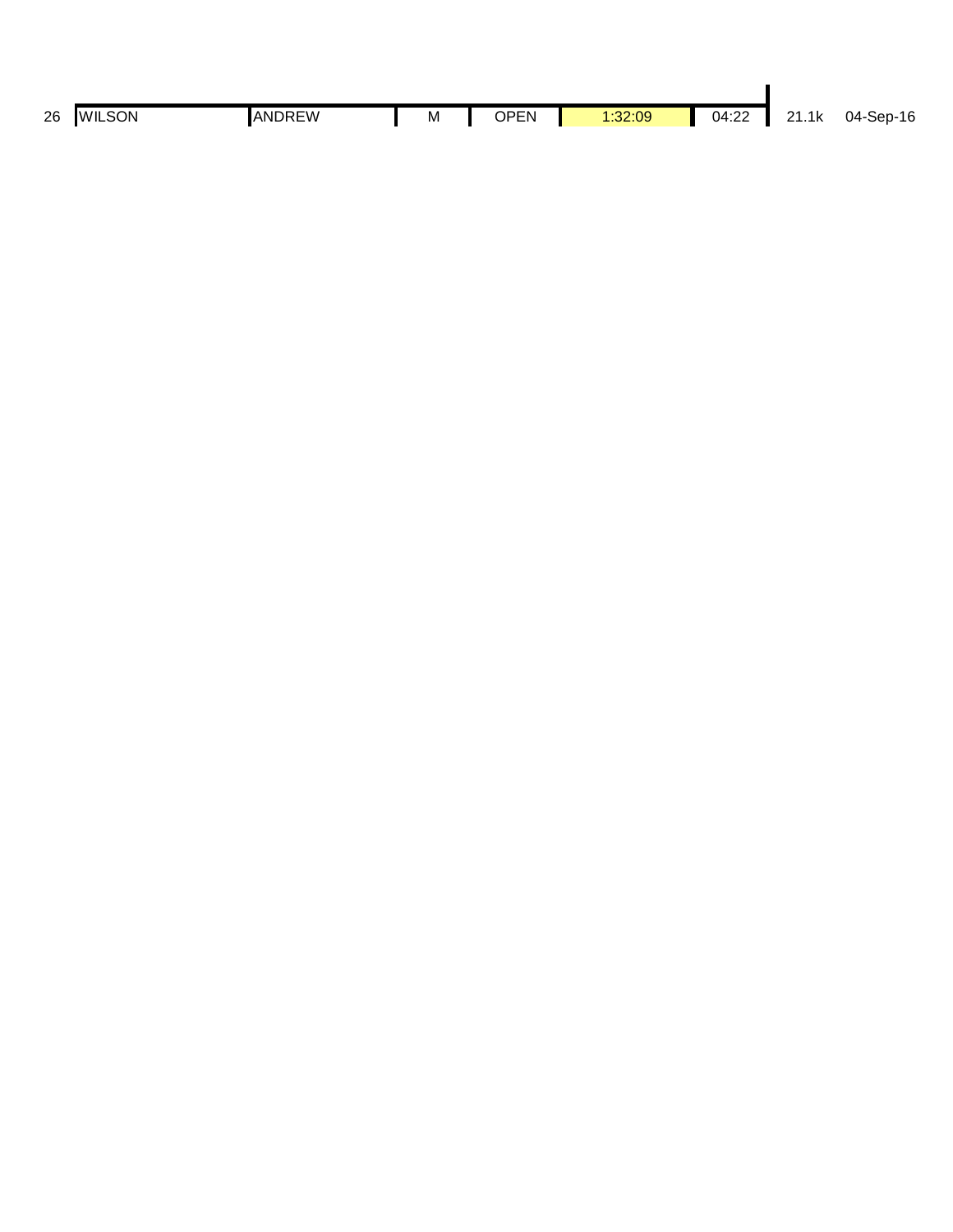| | | | | | | | | |
|---|---|---|---|---|---|---|---|---|
| 26 | WILSON | ANDREW | M | OPEN | 1:32:09 | 04:22 | 21.1k | 04-Sep-16 |